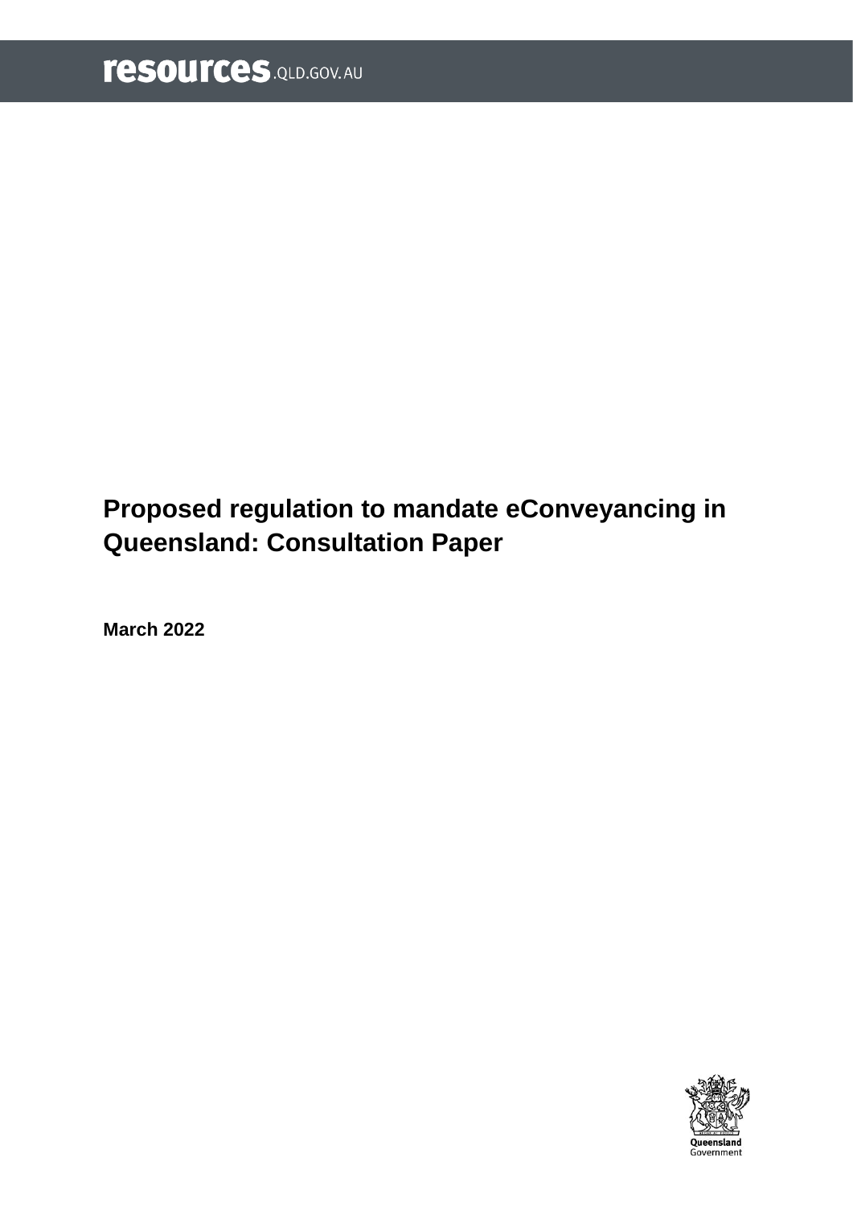# Proposed regulation to mandate eConveyancing in Queensland: Consultation Paper

**March 2022**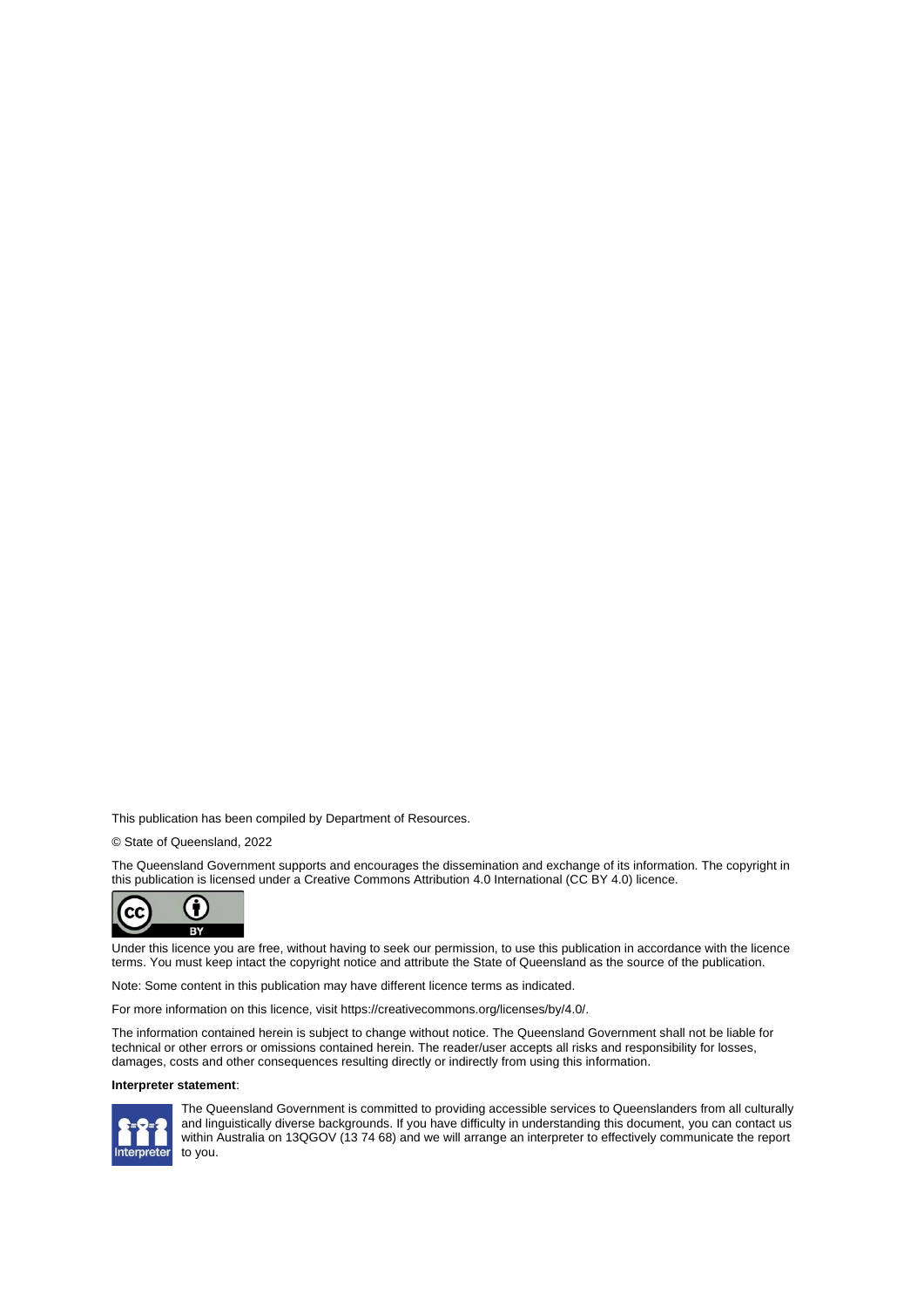This publication has been compiled by Department of Resources.

© State of Queensland, 2022

The Queensland Government supports and encourages the dissemination and exchange of its information. The copyright in this publication is licensed under a Creative Commons Attribution 4.0 International (CC BY 4.0) licence.

Under this licence you are free, without having to seek our permission, to use this publication in accordance with the licence terms. You must keep intact the copyright notice and attribute the State of Queensland as the source of the publication.

Note: Some content in this publication may have different licence terms as indicated.

For more information on this licence, visit https://creativecommons.org/licenses/by/4.0/.

The information contained herein is subject to change without notice. The Queensland Government shall not be liable for technical or other errors or omissions contained herein. The reader/user accepts all risks and responsibility for losses, damages, costs and other consequences resulting directly or indirectly from using this information.

**Interpreter statement**:

The Queensland Government is committed to providing accessible services to Queenslanders from all culturally and linguistically diverse backgrounds. If you have difficulty in understanding this document, you can contact us within Australia on 13QGOV (13 74 68) and we will arrange an interpreter to effectively communicate the report to you.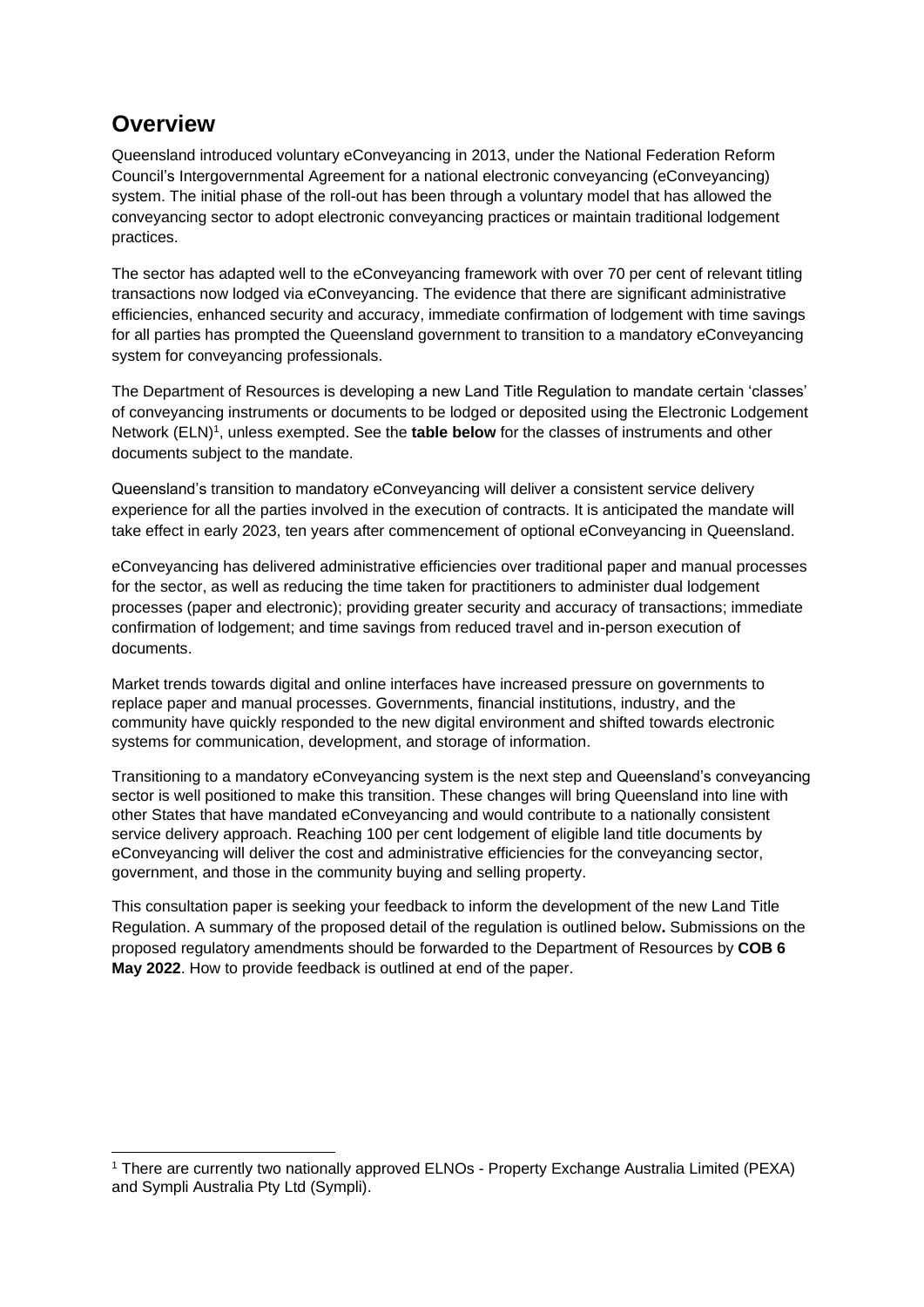## Overview

Queensland introduced voluntary eConveyancing in 2013, under the National Federation Reform Council's Intergovernmental Agreement for a national electronic conveyancing (eConveyancing) system. The initial phase of the roll-out has been through a voluntary model that has allowed the conveyancing sector to adopt electronic conveyancing practices or maintain traditional lodgement practices.

The sector has adapted well to the eConveyancing framework with over 70 per cent of relevant titling transactions now lodged via eConveyancing. The evidence that there are significant administrative efficiencies, enhanced security and accuracy, immediate confirmation of lodgement with time savings for all parties has prompted the Queensland government to transition to a mandatory eConveyancing system for conveyancing professionals.

The Department of Resources is developing a new Land Title Regulation to mandate certain 'classes' of conveyancing instruments or documents to be lodged or deposited using the Electronic Lodgement Network (ELN)[1], unless exempted. See the **table below** for the classes of instruments and other documents subject to the mandate.

Queensland's transition to mandatory eConveyancing will deliver a consistent service delivery experience for all the parties involved in the execution of contracts. It is anticipated the mandate will take effect in early 2023, ten years after commencement of optional eConveyancing in Queensland.

eConveyancing has delivered administrative efficiencies over traditional paper and manual processes for the sector, as well as reducing the time taken for practitioners to administer dual lodgement processes (paper and electronic); providing greater security and accuracy of transactions; immediate confirmation of lodgement; and time savings from reduced travel and in-person execution of documents.

Market trends towards digital and online interfaces have increased pressure on governments to replace paper and manual processes. Governments, financial institutions, industry, and the community have quickly responded to the new digital environment and shifted towards electronic systems for communication, development, and storage of information.

Transitioning to a mandatory eConveyancing system is the next step and Queensland's conveyancing sector is well positioned to make this transition. These changes will bring Queensland into line with other States that have mandated eConveyancing and would contribute to a nationally consistent service delivery approach. Reaching 100 per cent lodgement of eligible land title documents by eConveyancing will deliver the cost and administrative efficiencies for the conveyancing sector, government, and those in the community buying and selling property.

This consultation paper is seeking your feedback to inform the development of the new Land Title Regulation. A summary of the proposed detail of the regulation is outlined below**.** Submissions on the proposed regulatory amendments should be forwarded to the Department of Resources by **COB 6 May 2022**. How to provide feedback is outlined at end of the paper.

[1] There are currently two nationally approved ELNOs - Property Exchange Australia Limited (PEXA) and Sympli Australia Pty Ltd (Sympli).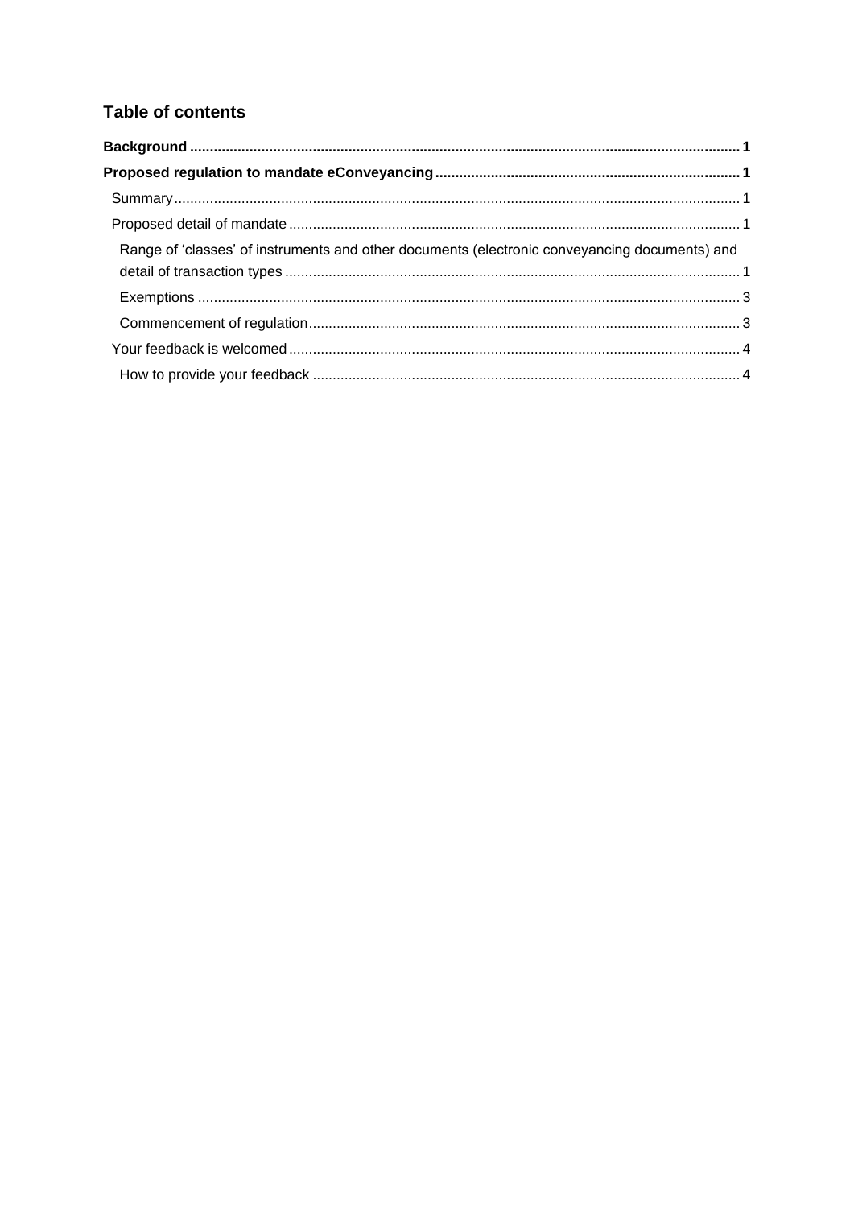## Table of contents

**Background** .......... **1**

**Proposed regulation to mandate eConveyancing** .......... **1**

- Summary .......... 1
- Proposed detail of mandate .......... 1
  - Range of 'classes' of instruments and other documents (electronic conveyancing documents) and detail of transaction types .......... 1
  - Exemptions .......... 3
  - Commencement of regulation .......... 3
- Your feedback is welcomed .......... 4
  - How to provide your feedback .......... 4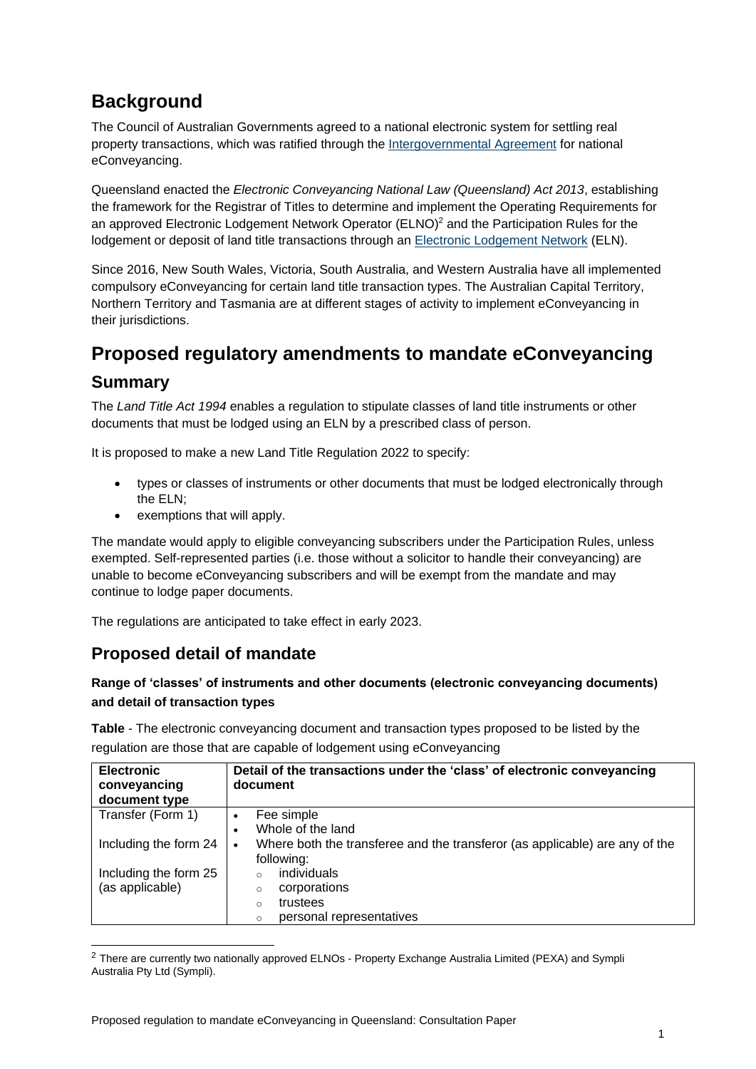## Background

The Council of Australian Governments agreed to a national electronic system for settling real property transactions, which was ratified through the Intergovernmental Agreement for national eConveyancing.

Queensland enacted the *Electronic Conveyancing National Law (Queensland) Act 2013*, establishing the framework for the Registrar of Titles to determine and implement the Operating Requirements for an approved Electronic Lodgement Network Operator (ELNO)[2] and the Participation Rules for the lodgement or deposit of land title transactions through an Electronic Lodgement Network (ELN).

Since 2016, New South Wales, Victoria, South Australia, and Western Australia have all implemented compulsory eConveyancing for certain land title transaction types. The Australian Capital Territory, Northern Territory and Tasmania are at different stages of activity to implement eConveyancing in their jurisdictions.

## Proposed regulatory amendments to mandate eConveyancing

### Summary

The *Land Title Act 1994* enables a regulation to stipulate classes of land title instruments or other documents that must be lodged using an ELN by a prescribed class of person.

It is proposed to make a new Land Title Regulation 2022 to specify:

- types or classes of instruments or other documents that must be lodged electronically through the ELN;
- exemptions that will apply.

The mandate would apply to eligible conveyancing subscribers under the Participation Rules, unless exempted. Self-represented parties (i.e. those without a solicitor to handle their conveyancing) are unable to become eConveyancing subscribers and will be exempt from the mandate and may continue to lodge paper documents.

The regulations are anticipated to take effect in early 2023.

### Proposed detail of mandate

**Range of 'classes' of instruments and other documents (electronic conveyancing documents) and detail of transaction types**

**Table** - The electronic conveyancing document and transaction types proposed to be listed by the regulation are those that are capable of lodgement using eConveyancing

| Electronic conveyancing document type | Detail of the transactions under the 'class' of electronic conveyancing document |
|---|---|
| Transfer (Form 1)<br><br>Including the form 24<br><br>Including the form 25 (as applicable) | • Fee simple<br>• Whole of the land<br>• Where both the transferee and the transferor (as applicable) are any of the following:<br>&nbsp;&nbsp;○ individuals<br>&nbsp;&nbsp;○ corporations<br>&nbsp;&nbsp;○ trustees<br>&nbsp;&nbsp;○ personal representatives |

[2] There are currently two nationally approved ELNOs - Property Exchange Australia Limited (PEXA) and Sympli Australia Pty Ltd (Sympli).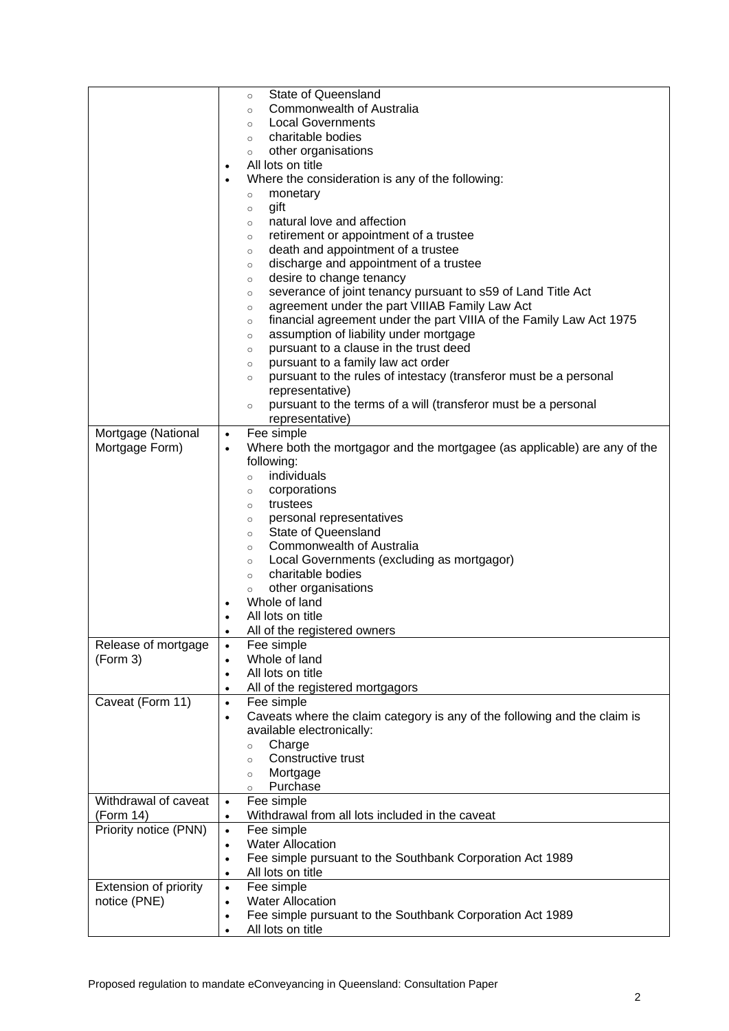| | |
|---|---|
| | ○ State of Queensland<br>○ Commonwealth of Australia<br>○ Local Governments<br>○ charitable bodies<br>○ other organisations<br>• All lots on title<br>• Where the consideration is any of the following:<br>○ monetary<br>○ gift<br>○ natural love and affection<br>○ retirement or appointment of a trustee<br>○ death and appointment of a trustee<br>○ discharge and appointment of a trustee<br>○ desire to change tenancy<br>○ severance of joint tenancy pursuant to s59 of Land Title Act<br>○ agreement under the part VIIIAB Family Law Act<br>○ financial agreement under the part VIIIA of the Family Law Act 1975<br>○ assumption of liability under mortgage<br>○ pursuant to a clause in the trust deed<br>○ pursuant to a family law act order<br>○ pursuant to the rules of intestacy (transferor must be a personal representative)<br>○ pursuant to the terms of a will (transferor must be a personal representative) |
| Mortgage (National Mortgage Form) | • Fee simple<br>• Where both the mortgagor and the mortgagee (as applicable) are any of the following:<br>○ individuals<br>○ corporations<br>○ trustees<br>○ personal representatives<br>○ State of Queensland<br>○ Commonwealth of Australia<br>○ Local Governments (excluding as mortgagor)<br>○ charitable bodies<br>○ other organisations<br>• Whole of land<br>• All lots on title<br>• All of the registered owners |
| Release of mortgage (Form 3) | • Fee simple<br>• Whole of land<br>• All lots on title<br>• All of the registered mortgagors |
| Caveat (Form 11) | • Fee simple<br>• Caveats where the claim category is any of the following and the claim is available electronically:<br>○ Charge<br>○ Constructive trust<br>○ Mortgage<br>○ Purchase |
| Withdrawal of caveat (Form 14) | • Fee simple<br>• Withdrawal from all lots included in the caveat |
| Priority notice (PNN) | • Fee simple<br>• Water Allocation<br>• Fee simple pursuant to the Southbank Corporation Act 1989<br>• All lots on title |
| Extension of priority notice (PNE) | • Fee simple<br>• Water Allocation<br>• Fee simple pursuant to the Southbank Corporation Act 1989<br>• All lots on title |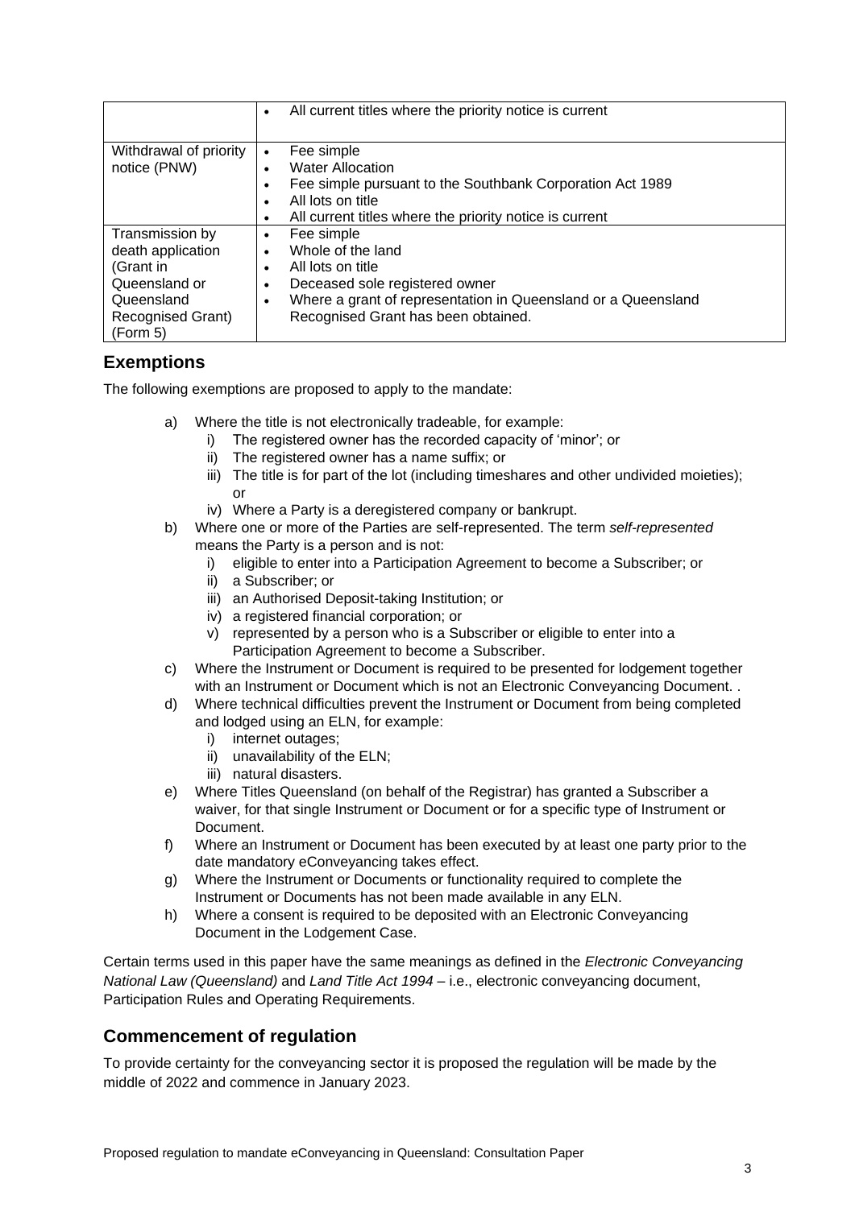| | |
|---|---|
| | • All current titles where the priority notice is current |
| Withdrawal of priority notice (PNW) | • Fee simple<br>• Water Allocation<br>• Fee simple pursuant to the Southbank Corporation Act 1989<br>• All lots on title<br>• All current titles where the priority notice is current |
| Transmission by death application (Grant in Queensland or Queensland Recognised Grant) (Form 5) | • Fee simple<br>• Whole of the land<br>• All lots on title<br>• Deceased sole registered owner<br>• Where a grant of representation in Queensland or a Queensland Recognised Grant has been obtained. |

## Exemptions

The following exemptions are proposed to apply to the mandate:

a) Where the title is not electronically tradeable, for example:
   i) The registered owner has the recorded capacity of 'minor'; or
   ii) The registered owner has a name suffix; or
   iii) The title is for part of the lot (including timeshares and other undivided moieties); or
   iv) Where a Party is a deregistered company or bankrupt.
b) Where one or more of the Parties are self-represented. The term *self-represented* means the Party is a person and is not:
   i) eligible to enter into a Participation Agreement to become a Subscriber; or
   ii) a Subscriber; or
   iii) an Authorised Deposit-taking Institution; or
   iv) a registered financial corporation; or
   v) represented by a person who is a Subscriber or eligible to enter into a Participation Agreement to become a Subscriber.
c) Where the Instrument or Document is required to be presented for lodgement together with an Instrument or Document which is not an Electronic Conveyancing Document. .
d) Where technical difficulties prevent the Instrument or Document from being completed and lodged using an ELN, for example:
   i) internet outages;
   ii) unavailability of the ELN;
   iii) natural disasters.
e) Where Titles Queensland (on behalf of the Registrar) has granted a Subscriber a waiver, for that single Instrument or Document or for a specific type of Instrument or Document.
f) Where an Instrument or Document has been executed by at least one party prior to the date mandatory eConveyancing takes effect.
g) Where the Instrument or Documents or functionality required to complete the Instrument or Documents has not been made available in any ELN.
h) Where a consent is required to be deposited with an Electronic Conveyancing Document in the Lodgement Case.

Certain terms used in this paper have the same meanings as defined in the *Electronic Conveyancing National Law (Queensland)* and *Land Title Act 1994* – i.e., electronic conveyancing document, Participation Rules and Operating Requirements.

## Commencement of regulation

To provide certainty for the conveyancing sector it is proposed the regulation will be made by the middle of 2022 and commence in January 2023.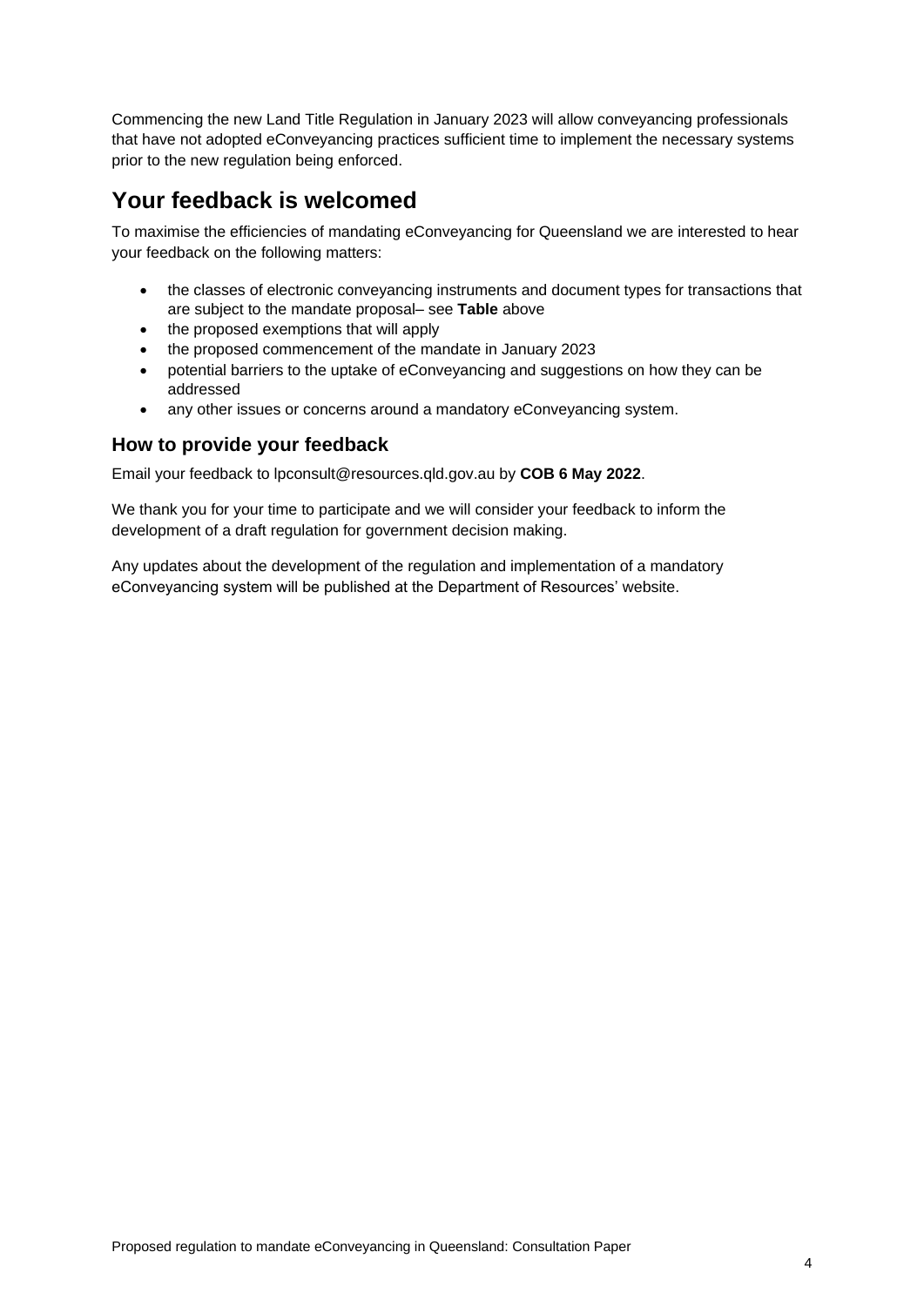Commencing the new Land Title Regulation in January 2023 will allow conveyancing professionals that have not adopted eConveyancing practices sufficient time to implement the necessary systems prior to the new regulation being enforced.

# Your feedback is welcomed

To maximise the efficiencies of mandating eConveyancing for Queensland we are interested to hear your feedback on the following matters:

- the classes of electronic conveyancing instruments and document types for transactions that are subject to the mandate proposal– see **Table** above
- the proposed exemptions that will apply
- the proposed commencement of the mandate in January 2023
- potential barriers to the uptake of eConveyancing and suggestions on how they can be addressed
- any other issues or concerns around a mandatory eConveyancing system.

## How to provide your feedback

Email your feedback to lpconsult@resources.qld.gov.au by **COB 6 May 2022**.

We thank you for your time to participate and we will consider your feedback to inform the development of a draft regulation for government decision making.

Any updates about the development of the regulation and implementation of a mandatory eConveyancing system will be published at the Department of Resources' website.